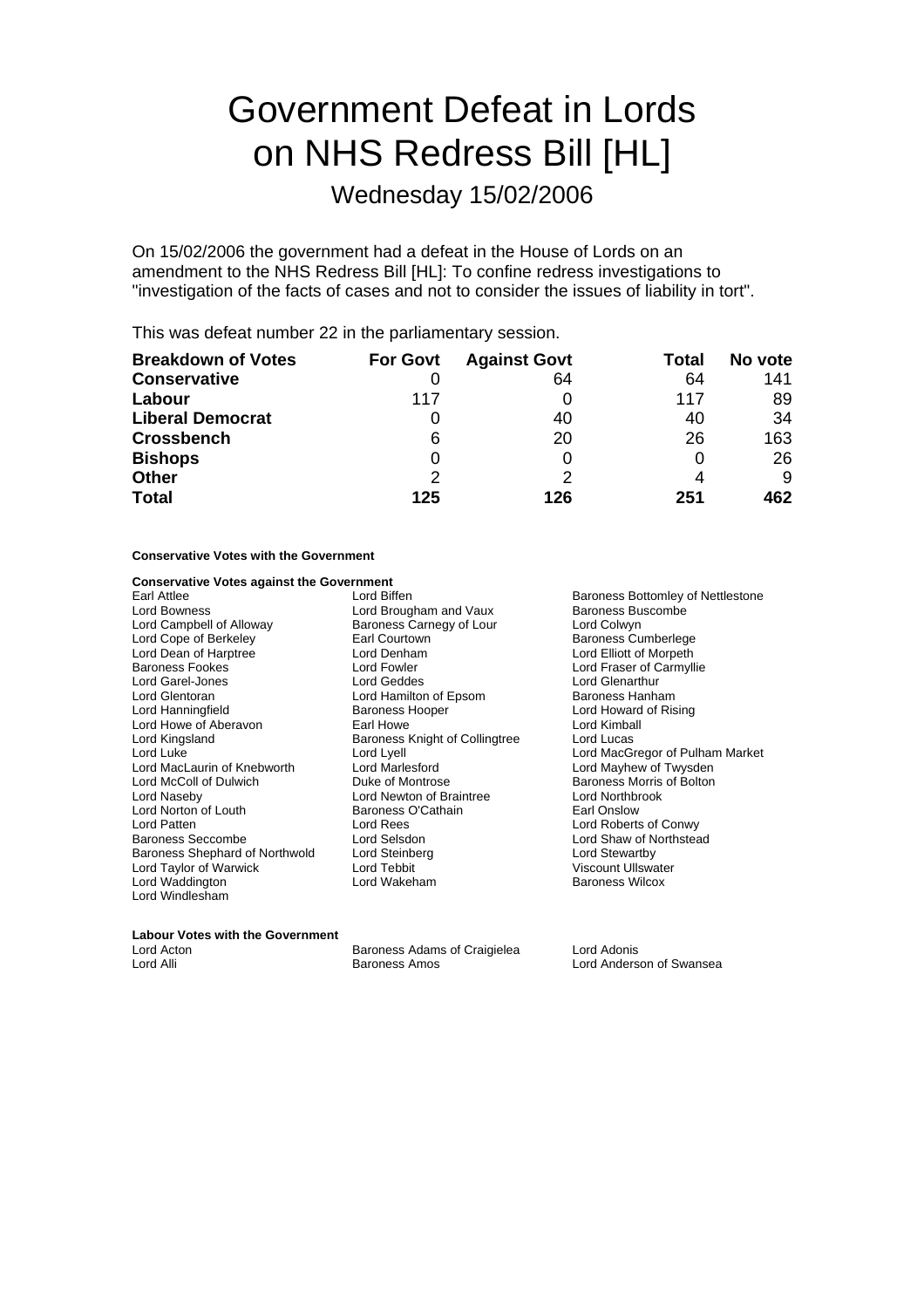# Government Defeat in Lords on NHS Redress Bill [HL]

## Wednesday 15/02/2006

On 15/02/2006 the government had a defeat in the House of Lords on an amendment to the NHS Redress Bill [HL]: To confine redress investigations to "investigation of the facts of cases and not to consider the issues of liability in tort".

This was defeat number 22 in the parliamentary session.

| Breakdown of Votes | For Govt | Against Govt | Total | No vote |
|---|---|---|---|---|
| **Conservative** | 0 | 64 | 64 | 141 |
| **Labour** | 117 | 0 | 117 | 89 |
| **Liberal Democrat** | 0 | 40 | 40 | 34 |
| **Crossbench** | 6 | 20 | 26 | 163 |
| **Bishops** | 0 | 0 | 0 | 26 |
| **Other** | 2 | 2 | 4 | 9 |
| **Total** | **125** | **126** | **251** | **462** |

**Conservative Votes with the Government**

**Conservative Votes against the Government**

Earl Attlee
Lord Biffen
Baroness Bottomley of Nettlestone
Lord Bowness
Lord Brougham and Vaux
Baroness Buscombe
Lord Campbell of Alloway
Baroness Carnegy of Lour
Lord Colwyn
Lord Cope of Berkeley
Earl Courtown
Baroness Cumberlege
Lord Dean of Harptree
Lord Denham
Lord Elliott of Morpeth
Baroness Fookes
Lord Fowler
Lord Fraser of Carmyllie
Lord Garel-Jones
Lord Geddes
Lord Glenarthur
Lord Glentoran
Lord Hamilton of Epsom
Baroness Hanham
Lord Hanningfield
Baroness Hooper
Lord Howard of Rising
Lord Howe of Aberavon
Earl Howe
Lord Kimball
Lord Kingsland
Baroness Knight of Collingtree
Lord Lucas
Lord Luke
Lord Lyell
Lord MacGregor of Pulham Market
Lord MacLaurin of Knebworth
Lord Marlesford
Lord Mayhew of Twysden
Lord McColl of Dulwich
Duke of Montrose
Baroness Morris of Bolton
Lord Naseby
Lord Newton of Braintree
Lord Northbrook
Lord Norton of Louth
Baroness O'Cathain
Earl Onslow
Lord Patten
Lord Rees
Lord Roberts of Conwy
Baroness Seccombe
Lord Selsdon
Lord Shaw of Northstead
Baroness Shephard of Northwold
Lord Steinberg
Lord Stewartby
Lord Taylor of Warwick
Lord Tebbit
Viscount Ullswater
Lord Waddington
Lord Wakeham
Baroness Wilcox
Lord Windlesham

**Labour Votes with the Government**

Lord Acton
Baroness Adams of Craigielea
Lord Adonis
Lord Alli
Baroness Amos
Lord Anderson of Swansea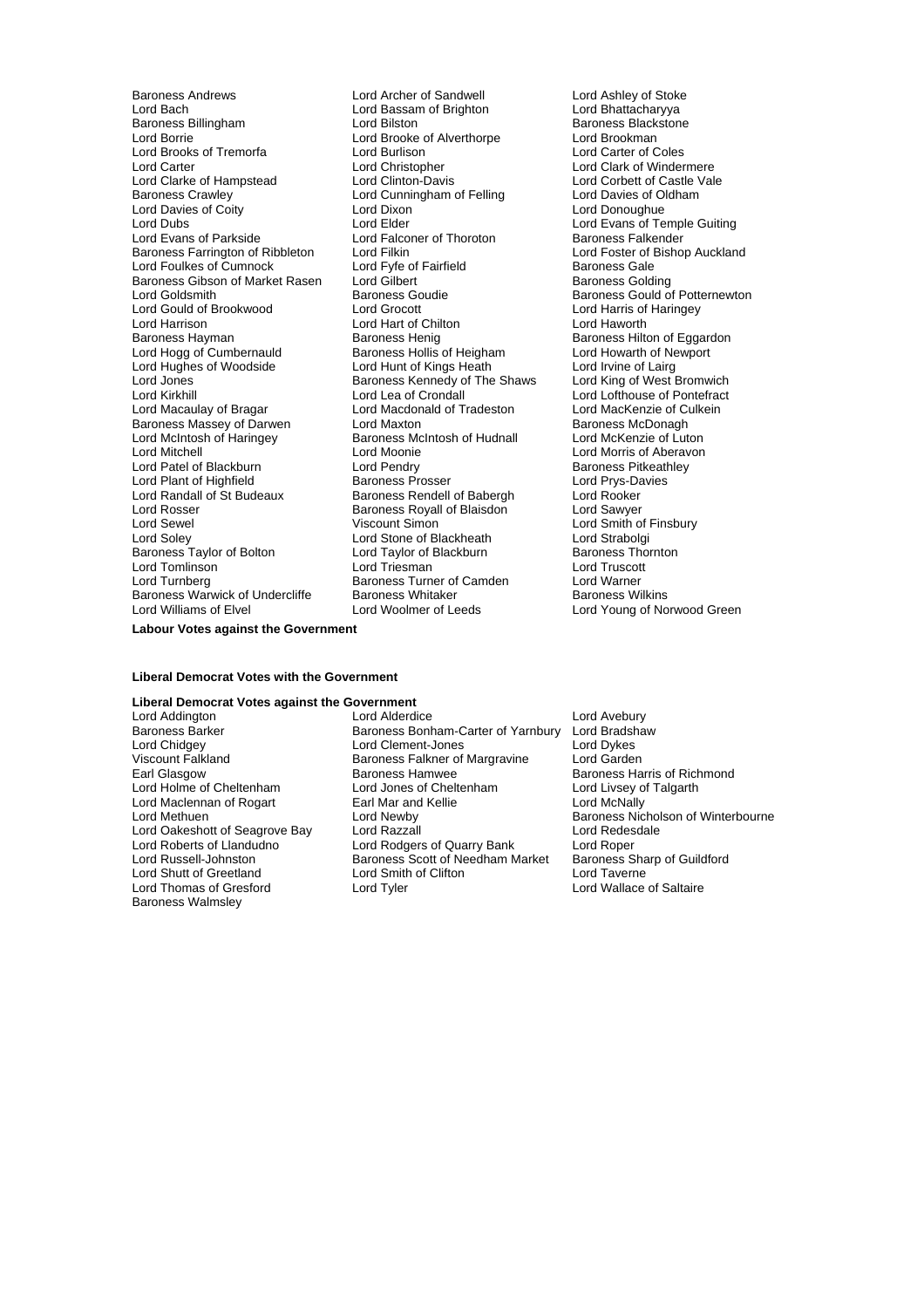Baroness Andrews
Lord Archer of Sandwell
Lord Ashley of Stoke
Lord Bach
Lord Bassam of Brighton
Lord Bhattacharyya
Baroness Billingham
Lord Bilston
Baroness Blackstone
Lord Borrie
Lord Brooke of Alverthorpe
Lord Brookman
Lord Brooks of Tremorfa
Lord Burlison
Lord Carter of Coles
Lord Carter
Lord Christopher
Lord Clark of Windermere
Lord Clarke of Hampstead
Lord Clinton-Davis
Lord Corbett of Castle Vale
Baroness Crawley
Lord Cunningham of Felling
Lord Davies of Oldham
Lord Davies of Coity
Lord Dixon
Lord Donoughue
Lord Dubs
Lord Elder
Lord Evans of Temple Guiting
Lord Evans of Parkside
Lord Falconer of Thoroton
Baroness Falkender
Baroness Farrington of Ribbleton
Lord Filkin
Lord Foster of Bishop Auckland
Lord Foulkes of Cumnock
Lord Fyfe of Fairfield
Baroness Gale
Baroness Gibson of Market Rasen
Lord Gilbert
Baroness Golding
Lord Goldsmith
Baroness Goudie
Baroness Gould of Potternewton
Lord Gould of Brookwood
Lord Grocott
Lord Harris of Haringey
Lord Harrison
Lord Hart of Chilton
Lord Haworth
Baroness Hayman
Baroness Henig
Baroness Hilton of Eggardon
Lord Hogg of Cumbernauld
Baroness Hollis of Heigham
Lord Howarth of Newport
Lord Hughes of Woodside
Lord Hunt of Kings Heath
Lord Irvine of Lairg
Lord Jones
Baroness Kennedy of The Shaws
Lord King of West Bromwich
Lord Kirkhill
Lord Lea of Crondall
Lord Lofthouse of Pontefract
Lord Macaulay of Bragar
Lord Macdonald of Tradeston
Lord MacKenzie of Culkein
Baroness Massey of Darwen
Lord Maxton
Baroness McDonagh
Lord McIntosh of Haringey
Baroness McIntosh of Hudnall
Lord McKenzie of Luton
Lord Mitchell
Lord Moonie
Lord Morris of Aberavon
Lord Patel of Blackburn
Lord Pendry
Baroness Pitkeathley
Lord Plant of Highfield
Baroness Prosser
Lord Prys-Davies
Lord Randall of St Budeaux
Baroness Rendell of Babergh
Lord Rooker
Lord Rosser
Baroness Royall of Blaisdon
Lord Sawyer
Lord Sewel
Viscount Simon
Lord Smith of Finsbury
Lord Soley
Lord Stone of Blackheath
Lord Strabolgi
Baroness Taylor of Bolton
Lord Taylor of Blackburn
Baroness Thornton
Lord Tomlinson
Lord Triesman
Lord Truscott
Lord Turnberg
Baroness Turner of Camden
Lord Warner
Baroness Warwick of Undercliffe
Baroness Whitaker
Baroness Wilkins
Lord Williams of Elvel
Lord Woolmer of Leeds
Lord Young of Norwood Green

**Labour Votes against the Government**

**Liberal Democrat Votes with the Government**

**Liberal Democrat Votes against the Government**

Lord Addington
Lord Alderdice
Lord Avebury
Baroness Barker
Baroness Bonham-Carter of Yarnbury
Lord Bradshaw
Lord Chidgey
Lord Clement-Jones
Lord Dykes
Viscount Falkland
Baroness Falkner of Margravine
Lord Garden
Earl Glasgow
Baroness Hamwee
Baroness Harris of Richmond
Lord Holme of Cheltenham
Lord Jones of Cheltenham
Lord Livsey of Talgarth
Lord Maclennan of Rogart
Earl Mar and Kellie
Lord McNally
Lord Methuen
Lord Newby
Baroness Nicholson of Winterbourne
Lord Oakeshott of Seagrove Bay
Lord Razzall
Lord Redesdale
Lord Roberts of Llandudno
Lord Rodgers of Quarry Bank
Lord Roper
Lord Russell-Johnston
Baroness Scott of Needham Market
Baroness Sharp of Guildford
Lord Shutt of Greetland
Lord Smith of Clifton
Lord Taverne
Lord Thomas of Gresford
Lord Tyler
Lord Wallace of Saltaire
Baroness Walmsley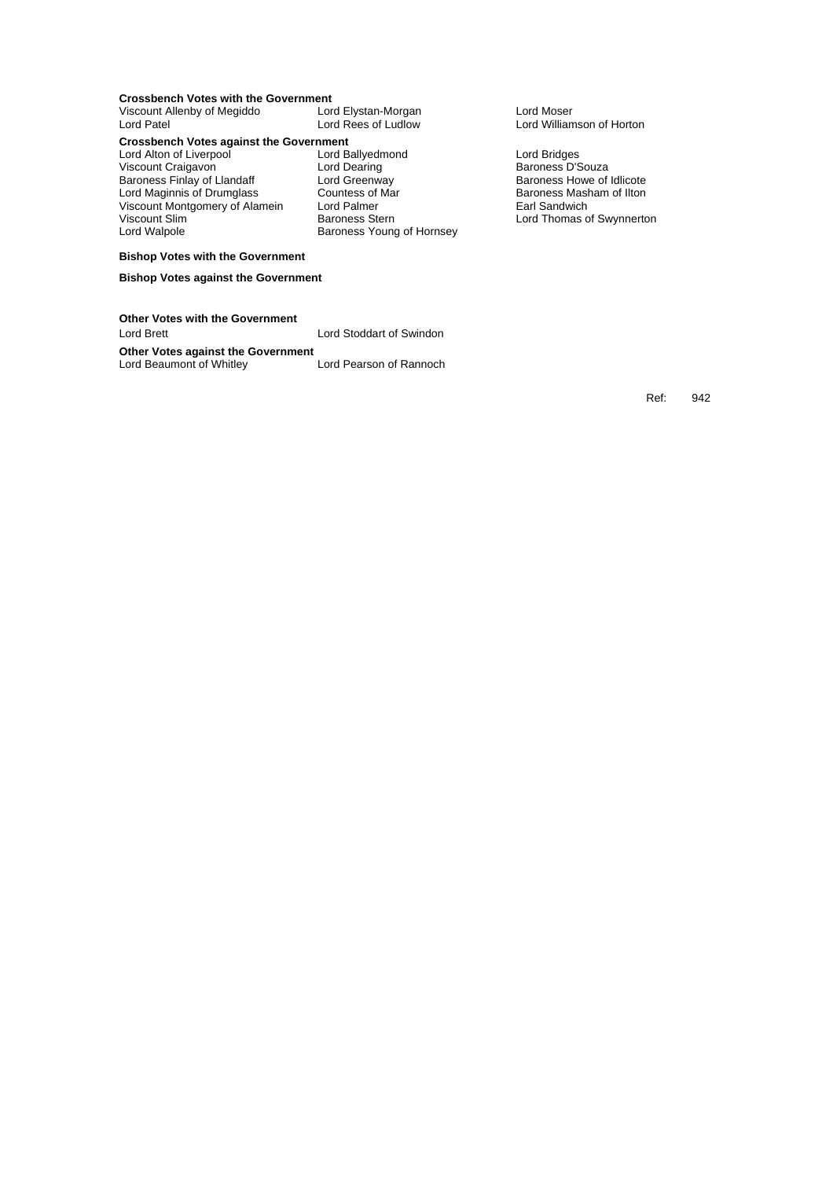**Crossbench Votes with the Government**

Viscount Allenby of Megiddo
Lord Elystan-Morgan
Lord Moser
Lord Patel
Lord Rees of Ludlow
Lord Williamson of Horton

**Crossbench Votes against the Government**

Lord Alton of Liverpool
Lord Ballyedmond
Lord Bridges
Viscount Craigavon
Lord Dearing
Baroness D'Souza
Baroness Finlay of Llandaff
Lord Greenway
Baroness Howe of Idlicote
Lord Maginnis of Drumglass
Countess of Mar
Baroness Masham of Ilton
Viscount Montgomery of Alamein
Lord Palmer
Earl Sandwich
Viscount Slim
Baroness Stern
Lord Thomas of Swynnerton
Lord Walpole
Baroness Young of Hornsey

**Bishop Votes with the Government**

**Bishop Votes against the Government**

**Other Votes with the Government**

Lord Brett
Lord Stoddart of Swindon

**Other Votes against the Government**

Lord Beaumont of Whitley
Lord Pearson of Rannoch

Ref: 942